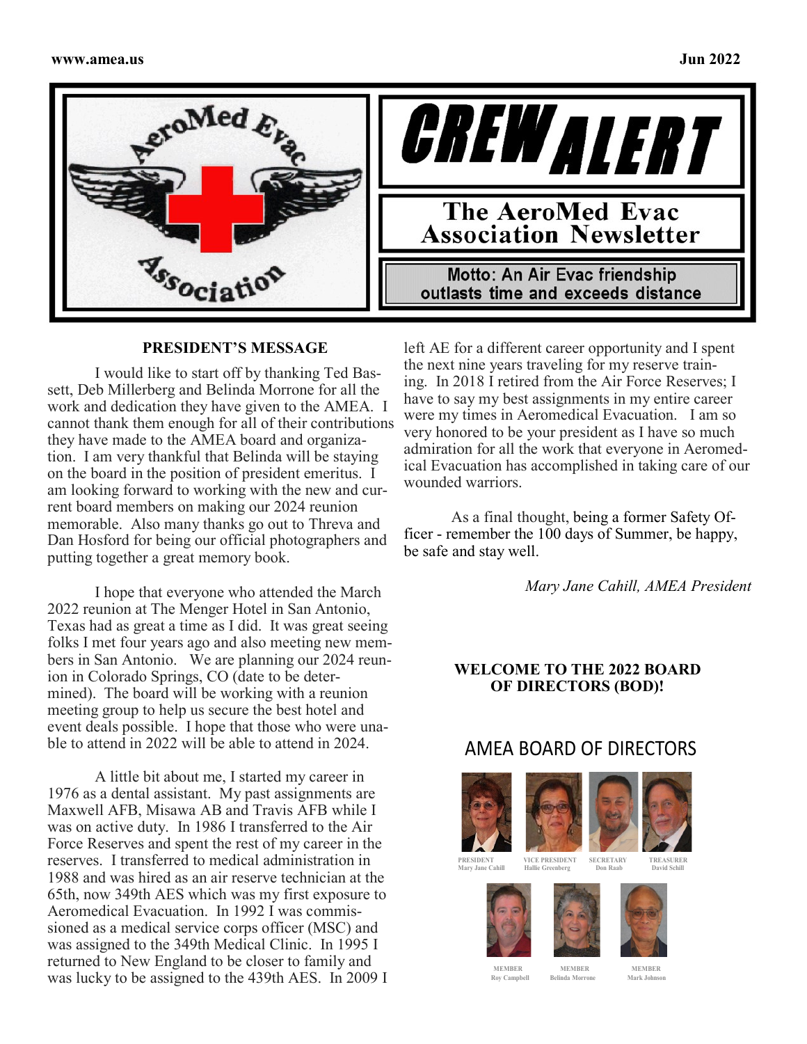# CREW ALERT

## The AeroMed Evac Association Newsletter

**Motto: An Air Evac friendship outlasts time and exceeds distance**

### PRESIDENT'S MESSAGE

I would like to start off by thanking Ted Bassett, Deb Millerberg and Belinda Morrone for all the work and dedication they have given to the AMEA. I cannot thank them enough for all of their contributions they have made to the AMEA board and organization. I am very thankful that Belinda will be staying on the board in the position of president emeritus. I am looking forward to working with the new and current board members on making our 2024 reunion memorable. Also many thanks go out to Threva and Dan Hosford for being our official photographers and putting together a great memory book.

I hope that everyone who attended the March 2022 reunion at The Menger Hotel in San Antonio, Texas had as great a time as I did. It was great seeing folks I met four years ago and also meeting new members in San Antonio. We are planning our 2024 reunion in Colorado Springs, CO (date to be determined). The board will be working with a reunion meeting group to help us secure the best hotel and event deals possible. I hope that those who were unable to attend in 2022 will be able to attend in 2024.

A little bit about me, I started my career in 1976 as a dental assistant. My past assignments are Maxwell AFB, Misawa AB and Travis AFB while I was on active duty. In 1986 I transferred to the Air Force Reserves and spent the rest of my career in the reserves. I transferred to medical administration in 1988 and was hired as an air reserve technician at the 65th, now 349th AES which was my first exposure to Aeromedical Evacuation. In 1992 I was commissioned as a medical service corps officer (MSC) and was assigned to the 349th Medical Clinic. In 1995 I returned to New England to be closer to family and was lucky to be assigned to the 439th AES. In 2009 I left AE for a different career opportunity and I spent the next nine years traveling for my reserve training. In 2018 I retired from the Air Force Reserves; I have to say my best assignments in my entire career were my times in Aeromedical Evacuation. I am so very honored to be your president as I have so much admiration for all the work that everyone in Aeromedical Evacuation has accomplished in taking care of our wounded warriors.

As a final thought, being a former Safety Officer - remember the 100 days of Summer, be happy, be safe and stay well.

*Mary Jane Cahill, AMEA President*

### WELCOME TO THE 2022 BOARD OF DIRECTORS (BOD)!

## AMEA BOARD OF DIRECTORS

PRESIDENT Mary Jane Cahill

VICE PRESIDENT Hallie Greenberg

SECRETARY Don Raab

TREASURER David Schill

MEMBER Roy Campbell

MEMBER Belinda Morrone

MEMBER Mark Johnson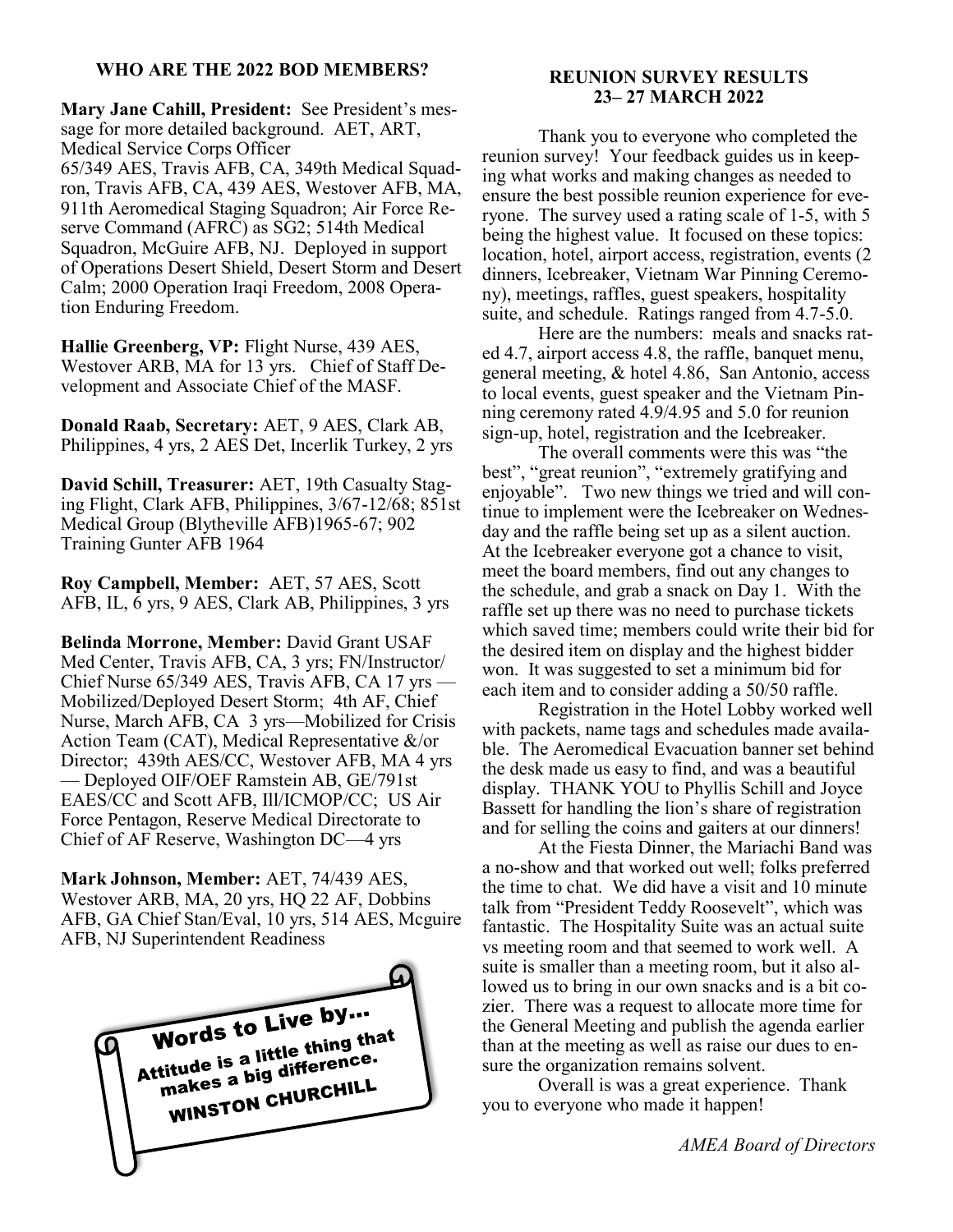## WHO ARE THE 2022 BOD MEMBERS?

**Mary Jane Cahill, President:** See President's message for more detailed background. AET, ART, Medical Service Corps Officer
65/349 AES, Travis AFB, CA, 349th Medical Squadron, Travis AFB, CA, 439 AES, Westover AFB, MA, 911th Aeromedical Staging Squadron; Air Force Reserve Command (AFRC) as SG2; 514th Medical Squadron, McGuire AFB, NJ. Deployed in support of Operations Desert Shield, Desert Storm and Desert Calm; 2000 Operation Iraqi Freedom, 2008 Operation Enduring Freedom.

**Hallie Greenberg, VP:** Flight Nurse, 439 AES, Westover ARB, MA for 13 yrs. Chief of Staff Development and Associate Chief of the MASF.

**Donald Raab, Secretary:** AET, 9 AES, Clark AB, Philippines, 4 yrs, 2 AES Det, Incerlik Turkey, 2 yrs

**David Schill, Treasurer:** AET, 19th Casualty Staging Flight, Clark AFB, Philippines, 3/67-12/68; 851st Medical Group (Blytheville AFB)1965-67; 902 Training Gunter AFB 1964

**Roy Campbell, Member:** AET, 57 AES, Scott AFB, IL, 6 yrs, 9 AES, Clark AB, Philippines, 3 yrs

**Belinda Morrone, Member:** David Grant USAF Med Center, Travis AFB, CA, 3 yrs; FN/Instructor/ Chief Nurse 65/349 AES, Travis AFB, CA 17 yrs — Mobilized/Deployed Desert Storm; 4th AF, Chief Nurse, March AFB, CA 3 yrs—Mobilized for Crisis Action Team (CAT), Medical Representative &/or Director; 439th AES/CC, Westover AFB, MA 4 yrs — Deployed OIF/OEF Ramstein AB, GE/791st EAES/CC and Scott AFB, Ill/ICMOP/CC; US Air Force Pentagon, Reserve Medical Directorate to Chief of AF Reserve, Washington DC—4 yrs

**Mark Johnson, Member:** AET, 74/439 AES, Westover ARB, MA, 20 yrs, HQ 22 AF, Dobbins AFB, GA Chief Stan/Eval, 10 yrs, 514 AES, Mcguire AFB, NJ Superintendent Readiness

**Words to Live by…**
Attitude is a little thing that makes a big difference.
WINSTON CHURCHILL

## REUNION SURVEY RESULTS
## 23– 27 MARCH 2022

Thank you to everyone who completed the reunion survey! Your feedback guides us in keeping what works and making changes as needed to ensure the best possible reunion experience for everyone. The survey used a rating scale of 1-5, with 5 being the highest value. It focused on these topics: location, hotel, airport access, registration, events (2 dinners, Icebreaker, Vietnam War Pinning Ceremony), meetings, raffles, guest speakers, hospitality suite, and schedule. Ratings ranged from 4.7-5.0.

Here are the numbers: meals and snacks rated 4.7, airport access 4.8, the raffle, banquet menu, general meeting, & hotel 4.86, San Antonio, access to local events, guest speaker and the Vietnam Pinning ceremony rated 4.9/4.95 and 5.0 for reunion sign-up, hotel, registration and the Icebreaker.

The overall comments were this was "the best", "great reunion", "extremely gratifying and enjoyable". Two new things we tried and will continue to implement were the Icebreaker on Wednesday and the raffle being set up as a silent auction. At the Icebreaker everyone got a chance to visit, meet the board members, find out any changes to the schedule, and grab a snack on Day 1. With the raffle set up there was no need to purchase tickets which saved time; members could write their bid for the desired item on display and the highest bidder won. It was suggested to set a minimum bid for each item and to consider adding a 50/50 raffle.

Registration in the Hotel Lobby worked well with packets, name tags and schedules made available. The Aeromedical Evacuation banner set behind the desk made us easy to find, and was a beautiful display. THANK YOU to Phyllis Schill and Joyce Bassett for handling the lion's share of registration and for selling the coins and gaiters at our dinners!

At the Fiesta Dinner, the Mariachi Band was a no-show and that worked out well; folks preferred the time to chat. We did have a visit and 10 minute talk from "President Teddy Roosevelt", which was fantastic. The Hospitality Suite was an actual suite vs meeting room and that seemed to work well. A suite is smaller than a meeting room, but it also allowed us to bring in our own snacks and is a bit cozier. There was a request to allocate more time for the General Meeting and publish the agenda earlier than at the meeting as well as raise our dues to ensure the organization remains solvent.

Overall is was a great experience. Thank you to everyone who made it happen!

*AMEA Board of Directors*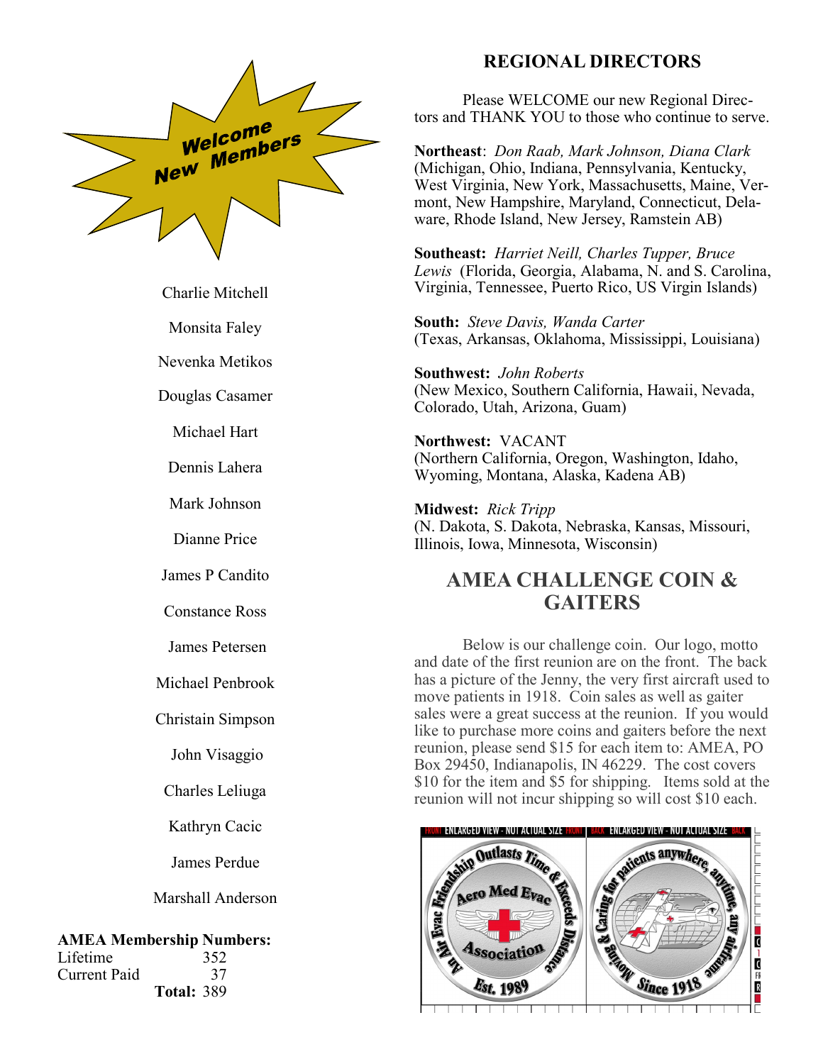**Welcome New Members**

Charlie Mitchell

Monsita Faley

Nevenka Metikos

Douglas Casamer

Michael Hart

Dennis Lahera

Mark Johnson

Dianne Price

James P Candito

Constance Ross

James Petersen

Michael Penbrook

Christain Simpson

John Visaggio

Charles Leliuga

Kathryn Cacic

James Perdue

Marshall Anderson

**AMEA Membership Numbers:**

| | |
|---|---|
| Lifetime | 352 |
| Current Paid | 37 |
| **Total:** | 389 |

## REGIONAL DIRECTORS

Please WELCOME our new Regional Directors and THANK YOU to those who continue to serve.

**Northeast**: *Don Raab, Mark Johnson, Diana Clark* (Michigan, Ohio, Indiana, Pennsylvania, Kentucky, West Virginia, New York, Massachusetts, Maine, Vermont, New Hampshire, Maryland, Connecticut, Delaware, Rhode Island, New Jersey, Ramstein AB)

**Southeast:** *Harriet Neill, Charles Tupper, Bruce Lewis* (Florida, Georgia, Alabama, N. and S. Carolina, Virginia, Tennessee, Puerto Rico, US Virgin Islands)

**South:** *Steve Davis, Wanda Carter* (Texas, Arkansas, Oklahoma, Mississippi, Louisiana)

**Southwest:** *John Roberts* (New Mexico, Southern California, Hawaii, Nevada, Colorado, Utah, Arizona, Guam)

**Northwest:** VACANT (Northern California, Oregon, Washington, Idaho, Wyoming, Montana, Alaska, Kadena AB)

**Midwest:** *Rick Tripp* (N. Dakota, S. Dakota, Nebraska, Kansas, Missouri, Illinois, Iowa, Minnesota, Wisconsin)

## AMEA CHALLENGE COIN & GAITERS

Below is our challenge coin. Our logo, motto and date of the first reunion are on the front. The back has a picture of the Jenny, the very first aircraft used to move patients in 1918. Coin sales as well as gaiter sales were a great success at the reunion. If you would like to purchase more coins and gaiters before the next reunion, please send $15 for each item to: AMEA, PO Box 29450, Indianapolis, IN 46229. The cost covers $10 for the item and $5 for shipping. Items sold at the reunion will not incur shipping so will cost $10 each.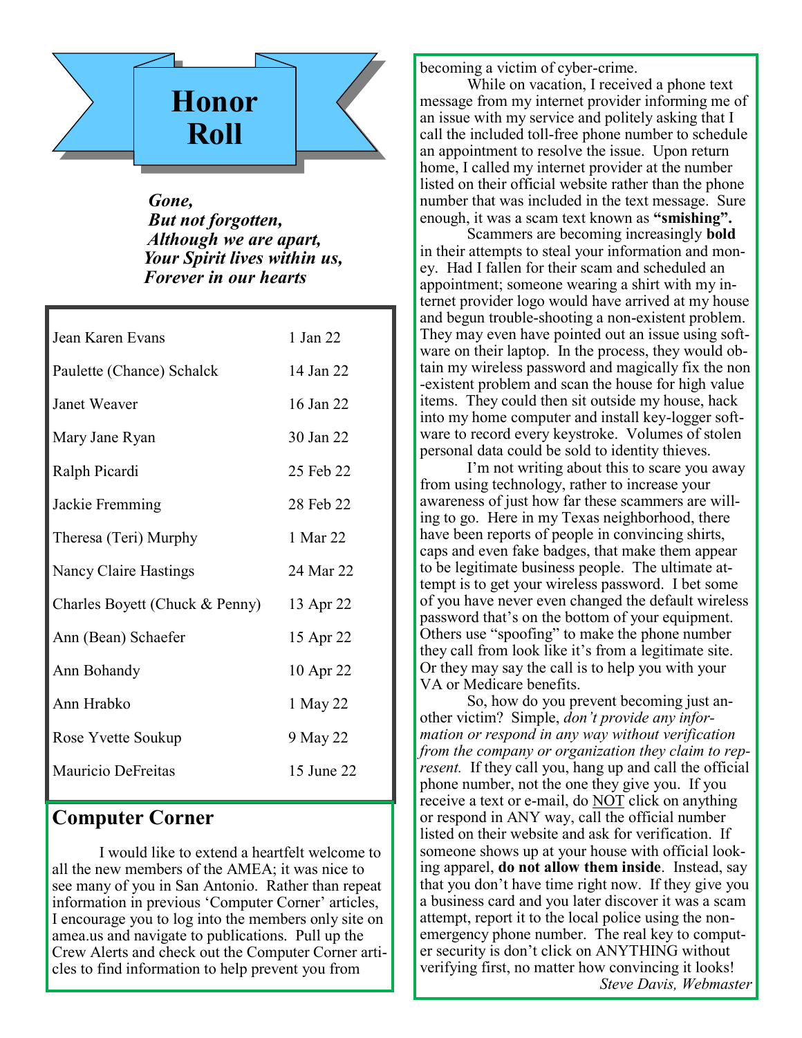# Honor Roll

*Gone,*
*But not forgotten,*
*Although we are apart,*
*Your Spirit lives within us,*
*Forever in our hearts*

| Name | Date |
|---|---|
| Jean Karen Evans | 1 Jan 22 |
| Paulette (Chance) Schalck | 14 Jan 22 |
| Janet Weaver | 16 Jan 22 |
| Mary Jane Ryan | 30 Jan 22 |
| Ralph Picardi | 25 Feb 22 |
| Jackie Fremming | 28 Feb 22 |
| Theresa (Teri) Murphy | 1 Mar 22 |
| Nancy Claire Hastings | 24 Mar 22 |
| Charles Boyett (Chuck & Penny) | 13 Apr 22 |
| Ann (Bean) Schaefer | 15 Apr 22 |
| Ann Bohandy | 10 Apr 22 |
| Ann Hrabko | 1 May 22 |
| Rose Yvette Soukup | 9 May 22 |
| Mauricio DeFreitas | 15 June 22 |

## Computer Corner

I would like to extend a heartfelt welcome to all the new members of the AMEA; it was nice to see many of you in San Antonio. Rather than repeat information in previous 'Computer Corner' articles, I encourage you to log into the members only site on amea.us and navigate to publications. Pull up the Crew Alerts and check out the Computer Corner articles to find information to help prevent you from becoming a victim of cyber-crime.

While on vacation, I received a phone text message from my internet provider informing me of an issue with my service and politely asking that I call the included toll-free phone number to schedule an appointment to resolve the issue. Upon return home, I called my internet provider at the number listed on their official website rather than the phone number that was included in the text message. Sure enough, it was a scam text known as **"smishing".**

Scammers are becoming increasingly **bold** in their attempts to steal your information and money. Had I fallen for their scam and scheduled an appointment; someone wearing a shirt with my internet provider logo would have arrived at my house and begun trouble-shooting a non-existent problem. They may even have pointed out an issue using software on their laptop. In the process, they would obtain my wireless password and magically fix the non-existent problem and scan the house for high value items. They could then sit outside my house, hack into my home computer and install key-logger software to record every keystroke. Volumes of stolen personal data could be sold to identity thieves.

I'm not writing about this to scare you away from using technology, rather to increase your awareness of just how far these scammers are willing to go. Here in my Texas neighborhood, there have been reports of people in convincing shirts, caps and even fake badges, that make them appear to be legitimate business people. The ultimate attempt is to get your wireless password. I bet some of you have never even changed the default wireless password that's on the bottom of your equipment. Others use "spoofing" to make the phone number they call from look like it's from a legitimate site. Or they may say the call is to help you with your VA or Medicare benefits.

So, how do you prevent becoming just another victim? Simple, *don't provide any information or respond in any way without verification from the company or organization they claim to represent.* If they call you, hang up and call the official phone number, not the one they give you. If you receive a text or e-mail, do <u>NOT</u> click on anything or respond in ANY way, call the official number listed on their website and ask for verification. If someone shows up at your house with official looking apparel, **do not allow them inside**. Instead, say that you don't have time right now. If they give you a business card and you later discover it was a scam attempt, report it to the local police using the non-emergency phone number. The real key to computer security is don't click on ANYTHING without verifying first, no matter how convincing it looks!

*Steve Davis, Webmaster*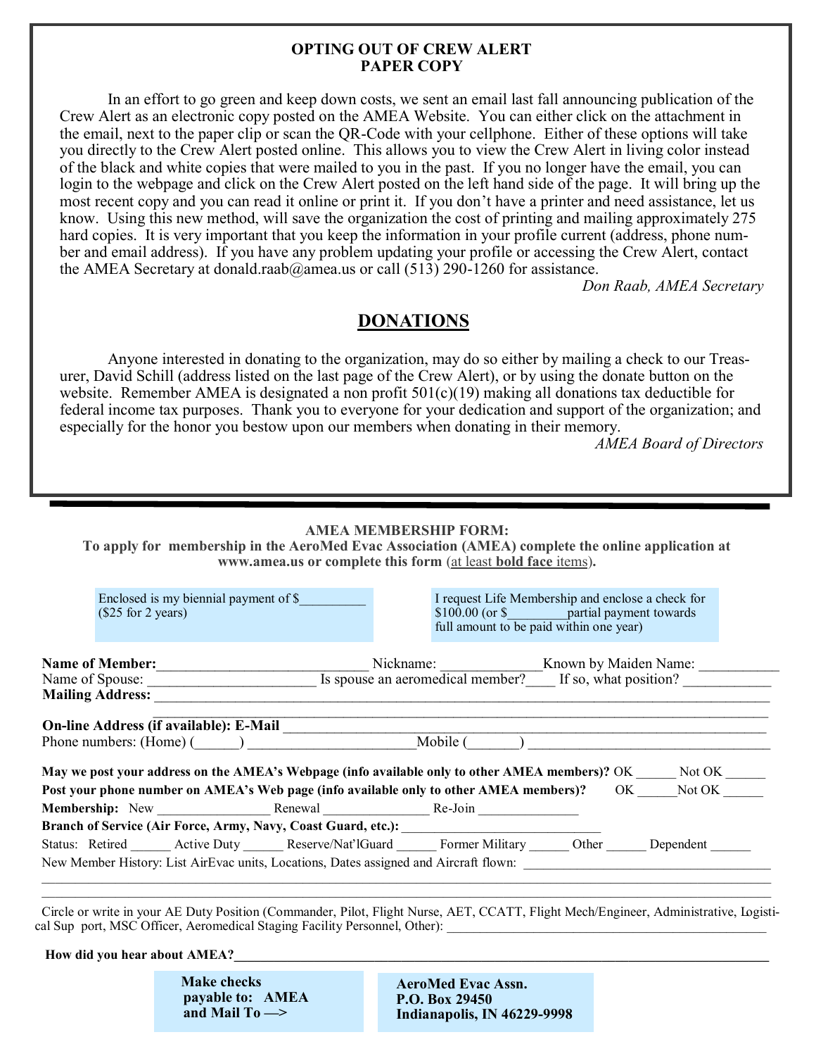## OPTING OUT OF CREW ALERT PAPER COPY

In an effort to go green and keep down costs, we sent an email last fall announcing publication of the Crew Alert as an electronic copy posted on the AMEA Website. You can either click on the attachment in the email, next to the paper clip or scan the QR-Code with your cellphone. Either of these options will take you directly to the Crew Alert posted online. This allows you to view the Crew Alert in living color instead of the black and white copies that were mailed to you in the past. If you no longer have the email, you can login to the webpage and click on the Crew Alert posted on the left hand side of the page. It will bring up the most recent copy and you can read it online or print it. If you don't have a printer and need assistance, let us know. Using this new method, will save the organization the cost of printing and mailing approximately 275 hard copies. It is very important that you keep the information in your profile current (address, phone number and email address). If you have any problem updating your profile or accessing the Crew Alert, contact the AMEA Secretary at donald.raab@amea.us or call (513) 290-1260 for assistance.

*Don Raab, AMEA Secretary*

## DONATIONS

Anyone interested in donating to the organization, may do so either by mailing a check to our Treasurer, David Schill (address listed on the last page of the Crew Alert), or by using the donate button on the website. Remember AMEA is designated a non profit 501(c)(19) making all donations tax deductible for federal income tax purposes. Thank you to everyone for your dedication and support of the organization; and especially for the honor you bestow upon our members when donating in their memory.

*AMEA Board of Directors*

---

### AMEA MEMBERSHIP FORM:

**To apply for membership in the AeroMed Evac Association (AMEA) complete the online application at www.amea.us or complete this form** (at least **bold face** items)**.**

Enclosed is my biennial payment of $__________ ($25 for 2 years)

I request Life Membership and enclose a check for $100.00 (or $_________partial payment towards full amount to be paid within one year)

**Name of Member:**_____________________________ Nickname: ______________Known by Maiden Name: ___________

Name of Spouse: _______________________ Is spouse an aeromedical member?____ If so, what position? ____________

**Mailing Address:** ______________________________________________________________________________

______________________________________________________________________________

**On-line Address (if available): E-Mail** ______________________________________________________________

Phone numbers: (Home) (______) ______________________Mobile (_______) _________________________________

**May we post your address on the AMEA's Webpage (info available only to other AMEA members)?** OK ______ Not OK ______

**Post your phone number on AMEA's Web page (info available only to other AMEA members)?** OK ______Not OK ______

**Membership:** New _________________ Renewal ________________ Re-Join _______________

**Branch of Service (Air Force, Army, Navy, Coast Guard, etc.):** ______________________________

Status: Retired ______ Active Duty ______ Reserve/Nat'lGuard ______ Former Military ______ Other ______ Dependent ______

New Member History: List AirEvac units, Locations, Dates assigned and Aircraft flown: ____________________________________

______________________________________________________________________________

______________________________________________________________________________

Circle or write in your AE Duty Position (Commander, Pilot, Flight Nurse, AET, CCATT, Flight Mech/Engineer, Administrative, Logistical Sup port, MSC Officer, Aeromedical Staging Facility Personnel, Other): ______________________________________________

**How did you hear about AMEA?**______________________________________________________________________

**Make checks payable to: AMEA and Mail To —>**

**AeroMed Evac Assn.**
**P.O. Box 29450**
**Indianapolis, IN 46229-9998**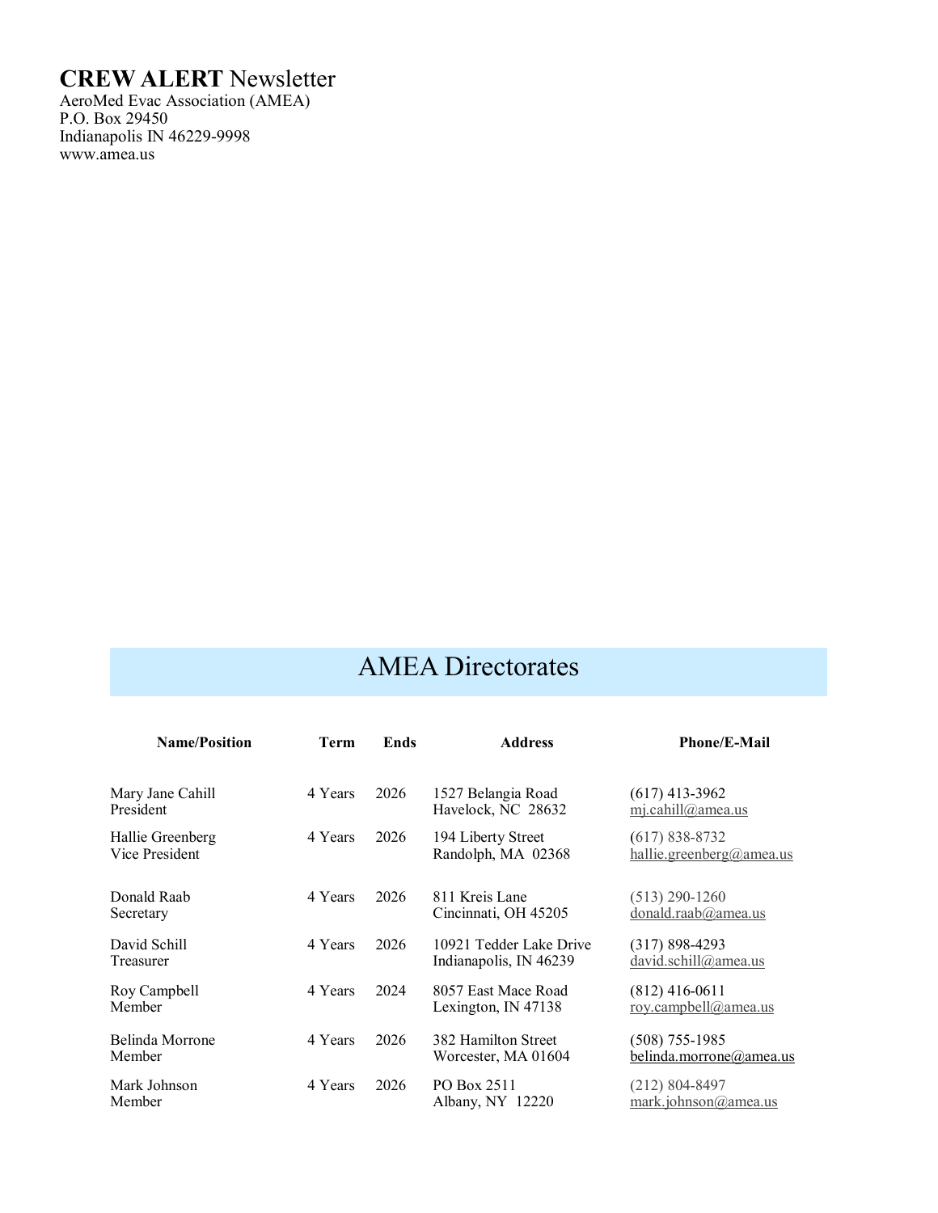**CREW ALERT** Newsletter
AeroMed Evac Association (AMEA)
P.O. Box 29450
Indianapolis IN 46229-9998
www.amea.us

## AMEA Directorates

| Name/Position | Term | Ends | Address | Phone/E-Mail |
|---|---|---|---|---|
| Mary Jane Cahill<br>President | 4 Years | 2026 | 1527 Belangia Road<br>Havelock, NC 28632 | (617) 413-3962<br>mj.cahill@amea.us |
| Hallie Greenberg<br>Vice President | 4 Years | 2026 | 194 Liberty Street<br>Randolph, MA 02368 | (617) 838-8732<br>hallie.greenberg@amea.us |
| Donald Raab<br>Secretary | 4 Years | 2026 | 811 Kreis Lane<br>Cincinnati, OH 45205 | (513) 290-1260<br>donald.raab@amea.us |
| David Schill<br>Treasurer | 4 Years | 2026 | 10921 Tedder Lake Drive<br>Indianapolis, IN 46239 | (317) 898-4293<br>david.schill@amea.us |
| Roy Campbell<br>Member | 4 Years | 2024 | 8057 East Mace Road<br>Lexington, IN 47138 | (812) 416-0611<br>roy.campbell@amea.us |
| Belinda Morrone<br>Member | 4 Years | 2026 | 382 Hamilton Street<br>Worcester, MA 01604 | (508) 755-1985<br>belinda.morrone@amea.us |
| Mark Johnson<br>Member | 4 Years | 2026 | PO Box 2511<br>Albany, NY 12220 | (212) 804-8497<br>mark.johnson@amea.us |